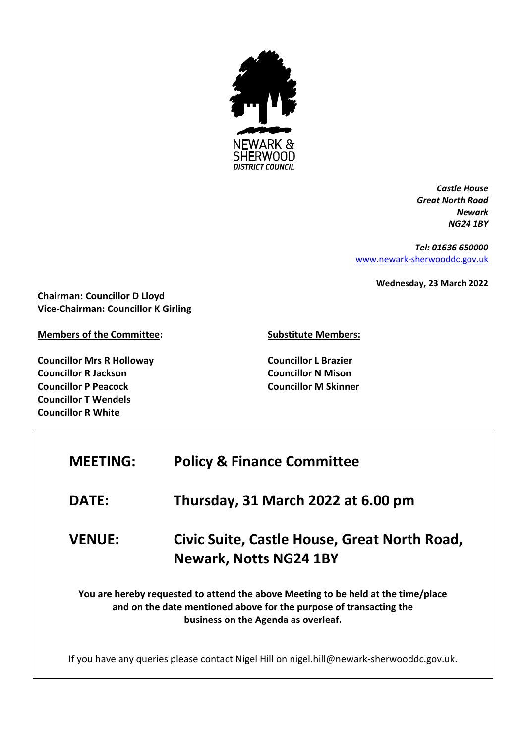NEWARK & SHERWOOD DISTRICT COUNCIL

*Castle House*
*Great North Road*
*Newark*
*NG24 1BY*

*Tel: 01636 650000*
[www.newark-sherwooddc.gov.uk](http://www.newark-sherwooddc.gov.uk)

**Wednesday, 23 March 2022**

**Chairman: Councillor D Lloyd**
**Vice-Chairman: Councillor K Girling**

**Members of the Committee:**

**Councillor Mrs R Holloway**
**Councillor R Jackson**
**Councillor P Peacock**
**Councillor T Wendels**
**Councillor R White**

**Substitute Members:**

**Councillor L Brazier**
**Councillor N Mison**
**Councillor M Skinner**

| | |
|---|---|
| **MEETING:** | **Policy & Finance Committee** |
| **DATE:** | **Thursday, 31 March 2022 at 6.00 pm** |
| **VENUE:** | **Civic Suite, Castle House, Great North Road, Newark, Notts NG24 1BY** |

**You are hereby requested to attend the above Meeting to be held at the time/place and on the date mentioned above for the purpose of transacting the business on the Agenda as overleaf.**

If you have any queries please contact Nigel Hill on nigel.hill@newark-sherwooddc.gov.uk.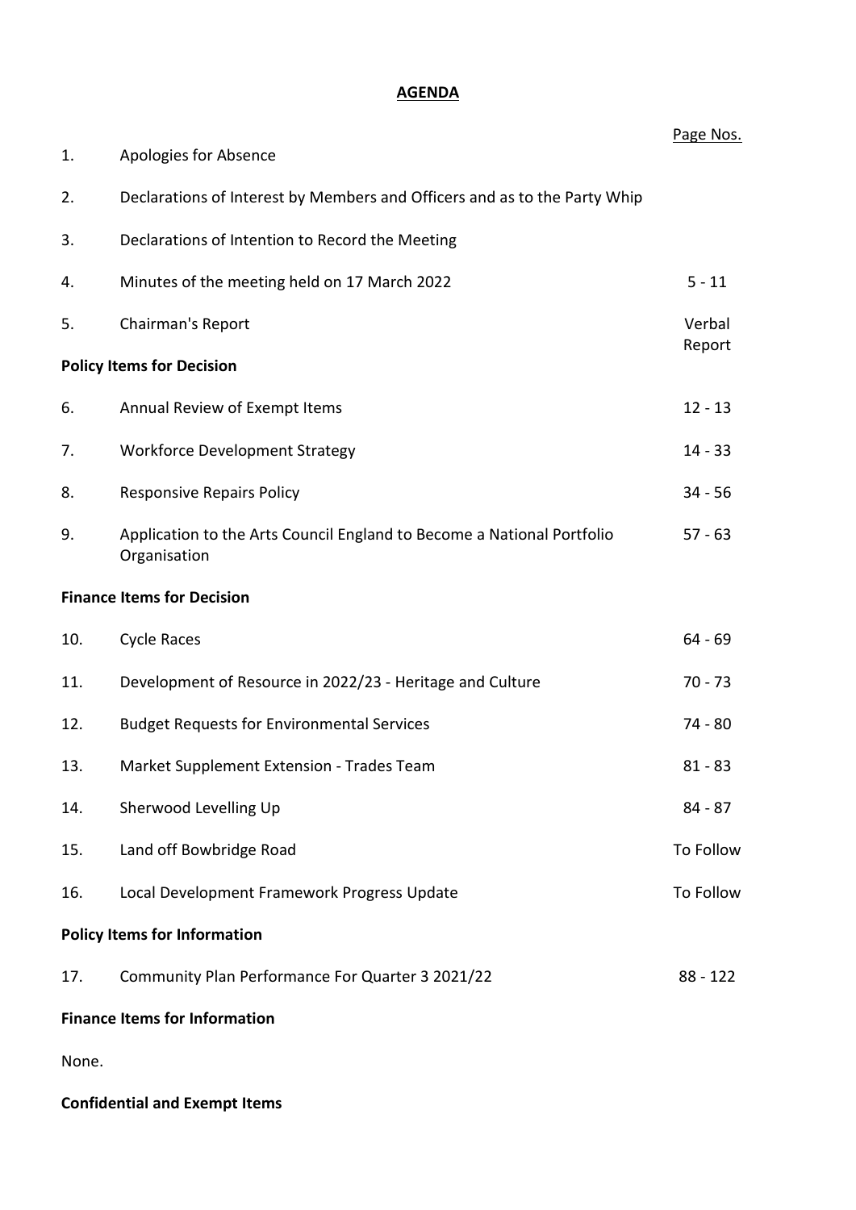**AGENDA**

| | | Page Nos. |
|---|---|---|
| 1. | Apologies for Absence | |
| 2. | Declarations of Interest by Members and Officers and as to the Party Whip | |
| 3. | Declarations of Intention to Record the Meeting | |
| 4. | Minutes of the meeting held on 17 March 2022 | 5 - 11 |
| 5. | Chairman's Report | Verbal Report |
| | **Policy Items for Decision** | |
| 6. | Annual Review of Exempt Items | 12 - 13 |
| 7. | Workforce Development Strategy | 14 - 33 |
| 8. | Responsive Repairs Policy | 34 - 56 |
| 9. | Application to the Arts Council England to Become a National Portfolio Organisation | 57 - 63 |
| | **Finance Items for Decision** | |
| 10. | Cycle Races | 64 - 69 |
| 11. | Development of Resource in 2022/23 - Heritage and Culture | 70 - 73 |
| 12. | Budget Requests for Environmental Services | 74 - 80 |
| 13. | Market Supplement Extension - Trades Team | 81 - 83 |
| 14. | Sherwood Levelling Up | 84 - 87 |
| 15. | Land off Bowbridge Road | To Follow |
| 16. | Local Development Framework Progress Update | To Follow |
| | **Policy Items for Information** | |
| 17. | Community Plan Performance For Quarter 3 2021/22 | 88 - 122 |

**Finance Items for Information**

None.

**Confidential and Exempt Items**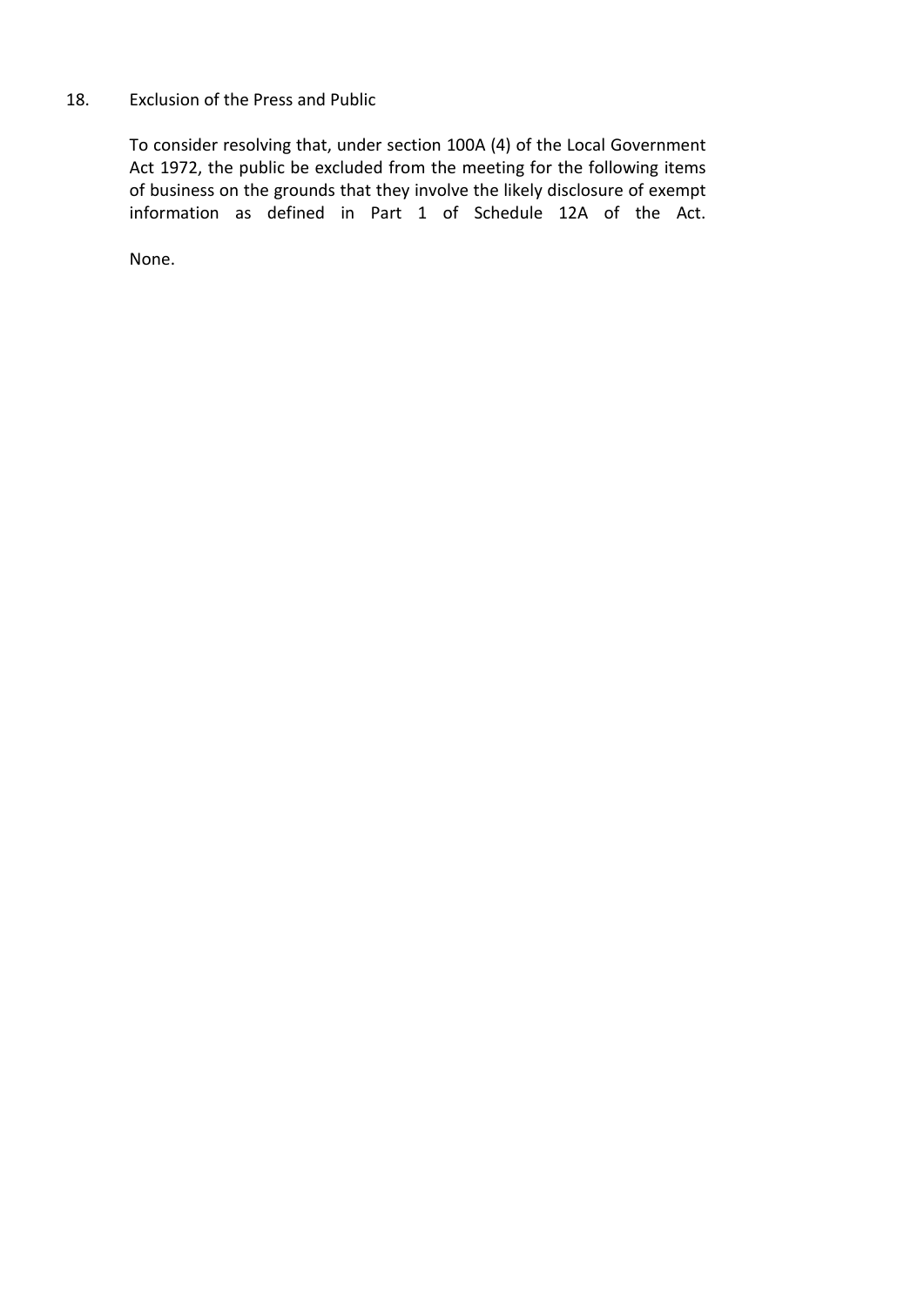18. Exclusion of the Press and Public

To consider resolving that, under section 100A (4) of the Local Government Act 1972, the public be excluded from the meeting for the following items of business on the grounds that they involve the likely disclosure of exempt information as defined in Part 1 of Schedule 12A of the Act.

None.